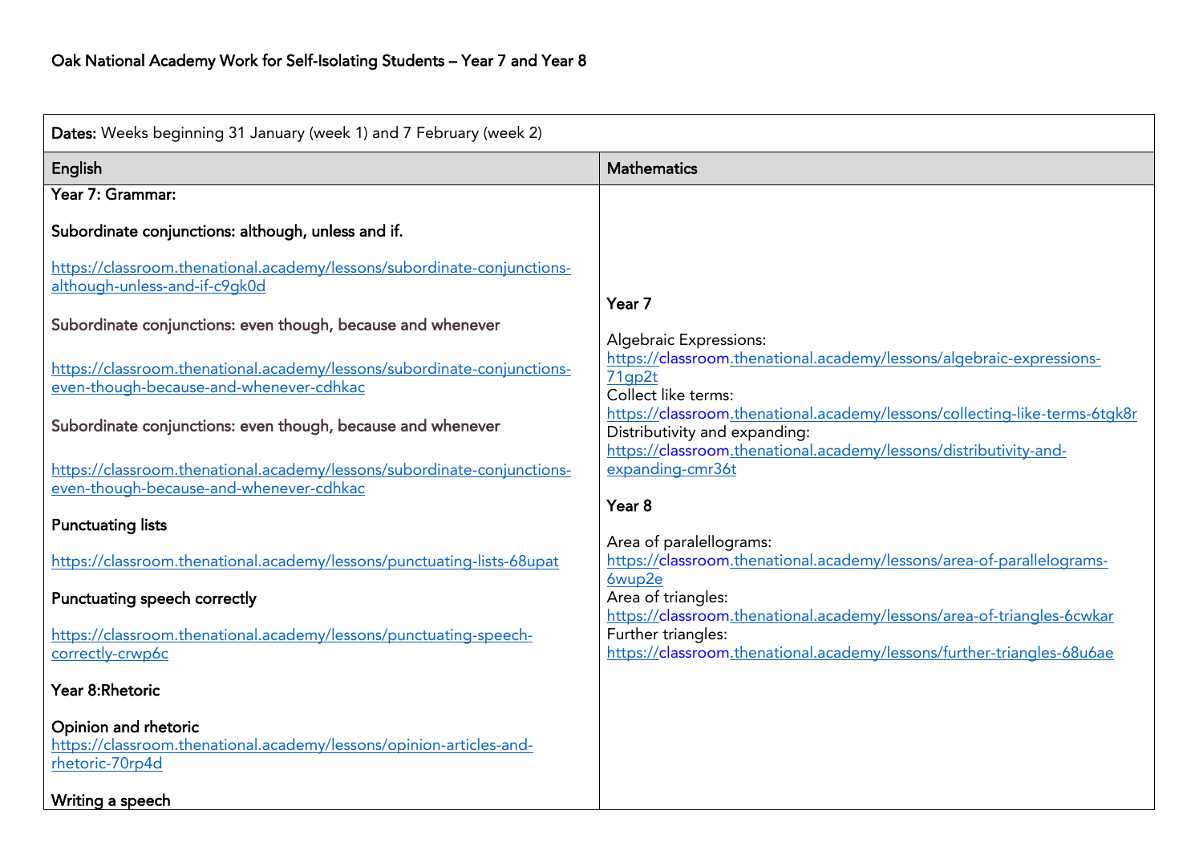# Oak National Academy Work for Self-Isolating Students – Year 7 and Year 8

| **Dates:** Weeks beginning 31 January (week 1) and 7 February (week 2) | |
|---|---|
| **English** | **Mathematics** |
| **Year 7: Grammar:**<br><br>**Subordinate conjunctions: although, unless and if.**<br><br>https://classroom.thenational.academy/lessons/subordinate-conjunctions-although-unless-and-if-c9gk0d<br><br>**Subordinate conjunctions: even though, because and whenever**<br><br>https://classroom.thenational.academy/lessons/subordinate-conjunctions-even-though-because-and-whenever-cdhkac<br><br>**Subordinate conjunctions: even though, because and whenever**<br><br>https://classroom.thenational.academy/lessons/subordinate-conjunctions-even-though-because-and-whenever-cdhkac<br><br>**Punctuating lists**<br><br>https://classroom.thenational.academy/lessons/punctuating-lists-68upat<br><br>**Punctuating speech correctly**<br><br>https://classroom.thenational.academy/lessons/punctuating-speech-correctly-crwp6c<br><br>**Year 8:Rhetoric**<br><br>**Opinion and rhetoric**<br>https://classroom.thenational.academy/lessons/opinion-articles-and-rhetoric-70rp4d<br><br>**Writing a speech** | **Year 7**<br><br>Algebraic Expressions:<br>https://classroom.thenational.academy/lessons/algebraic-expressions-71gp2t<br>Collect like terms:<br>https://classroom.thenational.academy/lessons/collecting-like-terms-6tgk8r<br>Distributivity and expanding:<br>https://classroom.thenational.academy/lessons/distributivity-and-expanding-cmr36t<br><br>**Year 8**<br><br>Area of paralellograms:<br>https://classroom.thenational.academy/lessons/area-of-parallelograms-6wup2e<br>Area of triangles:<br>https://classroom.thenational.academy/lessons/area-of-triangles-6cwkar<br>Further triangles:<br>https://classroom.thenational.academy/lessons/further-triangles-68u6ae |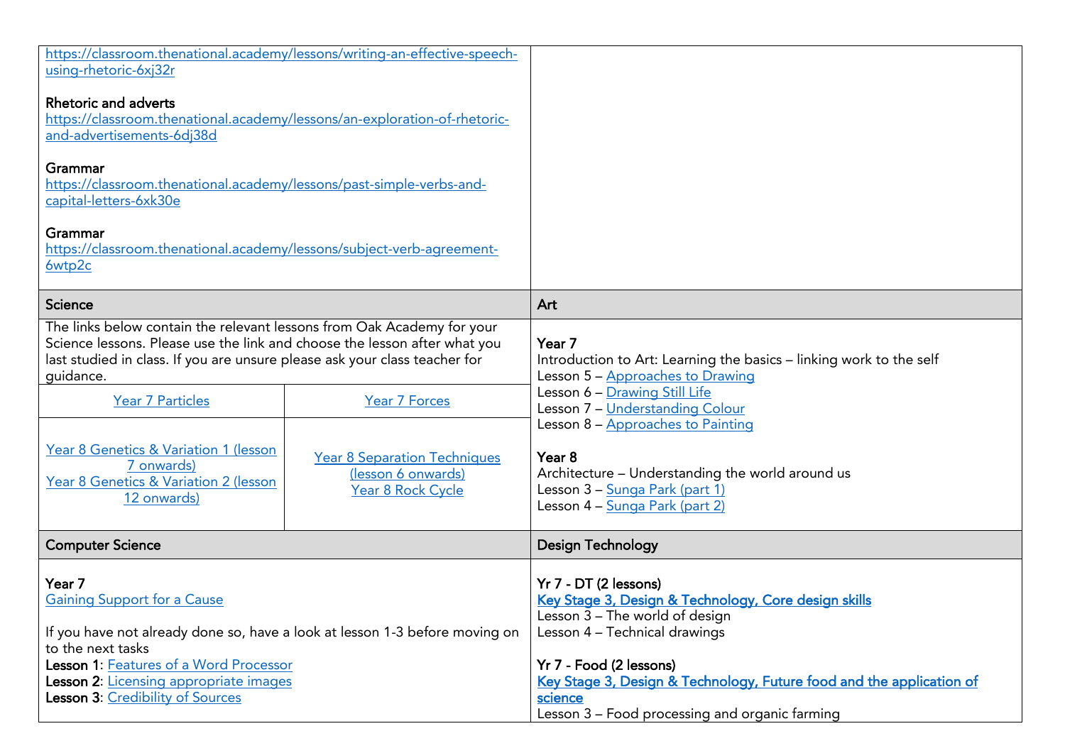https://classroom.thenational.academy/lessons/writing-an-effective-speech-using-rhetoric-6xj32r

**Rhetoric and adverts**
https://classroom.thenational.academy/lessons/an-exploration-of-rhetoric-and-advertisements-6dj38d

**Grammar**
https://classroom.thenational.academy/lessons/past-simple-verbs-and-capital-letters-6xk30e

**Grammar**
https://classroom.thenational.academy/lessons/subject-verb-agreement-6wtp2c

## Science

The links below contain the relevant lessons from Oak Academy for your Science lessons. Please use the link and choose the lesson after what you last studied in class. If you are unsure please ask your class teacher for guidance.

| | |
|---|---|
| Year 7 Particles | Year 7 Forces |
| Year 8 Genetics & Variation 1 (lesson 7 onwards)<br>Year 8 Genetics & Variation 2 (lesson 12 onwards) | Year 8 Separation Techniques (lesson 6 onwards)<br>Year 8 Rock Cycle |

## Art

**Year 7**
Introduction to Art: Learning the basics – linking work to the self
Lesson 5 – Approaches to Drawing
Lesson 6 – Drawing Still Life
Lesson 7 – Understanding Colour
Lesson 8 – Approaches to Painting

**Year 8**
Architecture – Understanding the world around us
Lesson 3 – Sunga Park (part 1)
Lesson 4 – Sunga Park (part 2)

## Computer Science

**Year 7**
Gaining Support for a Cause

If you have not already done so, have a look at lesson 1-3 before moving on to the next tasks
**Lesson 1**: Features of a Word Processor
**Lesson 2**: Licensing appropriate images
**Lesson 3**: Credibility of Sources

## Design Technology

**Yr 7 - DT (2 lessons)**
**Key Stage 3, Design & Technology, Core design skills**
Lesson 3 – The world of design
Lesson 4 – Technical drawings

**Yr 7 - Food (2 lessons)**
**Key Stage 3, Design & Technology, Future food and the application of science**
Lesson 3 – Food processing and organic farming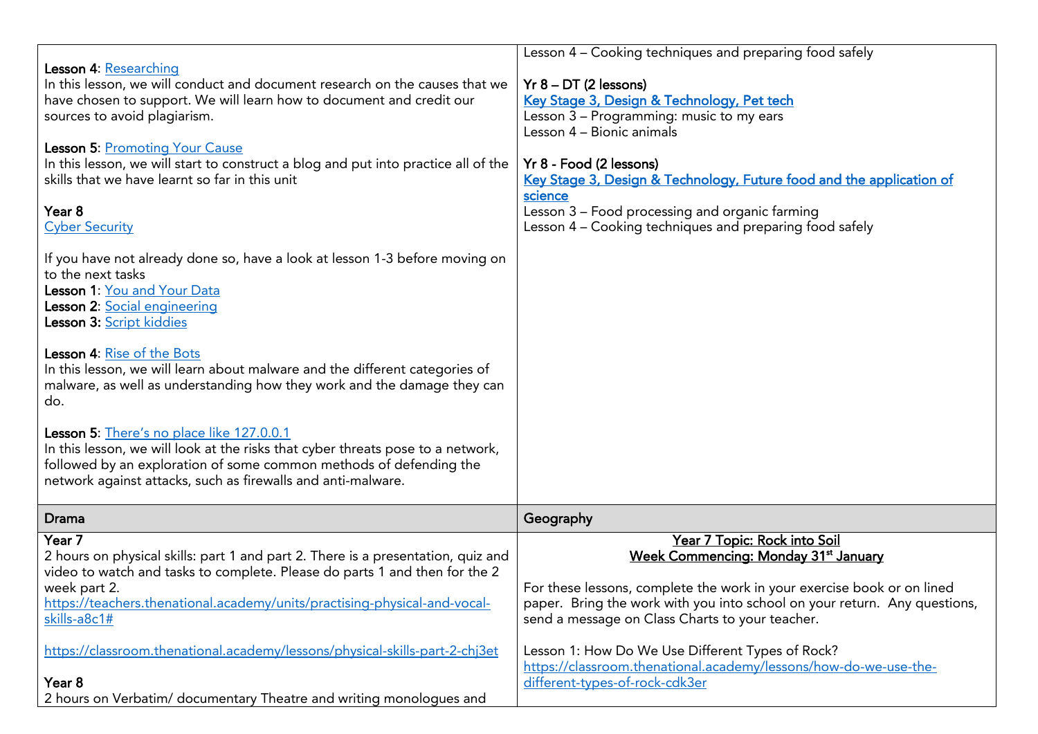| | |
|---|---|
| **Lesson 4**: Researching<br>In this lesson, we will conduct and document research on the causes that we have chosen to support. We will learn how to document and credit our sources to avoid plagiarism.<br><br>**Lesson 5**: Promoting Your Cause<br>In this lesson, we will start to construct a blog and put into practice all of the skills that we have learnt so far in this unit<br><br>**Year 8**<br>Cyber Security<br><br>If you have not already done so, have a look at lesson 1-3 before moving on to the next tasks<br>**Lesson 1**: You and Your Data<br>**Lesson 2**: Social engineering<br>**Lesson 3:** Script kiddies<br><br>**Lesson 4**: Rise of the Bots<br>In this lesson, we will learn about malware and the different categories of malware, as well as understanding how they work and the damage they can do.<br><br>**Lesson 5**: There's no place like 127.0.0.1<br>In this lesson, we will look at the risks that cyber threats pose to a network, followed by an exploration of some common methods of defending the network against attacks, such as firewalls and anti-malware. | Lesson 4 – Cooking techniques and preparing food safely<br><br>**Yr 8 – DT (2 lessons)**<br>Key Stage 3, Design & Technology, Pet tech<br>Lesson 3 – Programming: music to my ears<br>Lesson 4 – Bionic animals<br><br>**Yr 8 - Food (2 lessons)**<br>Key Stage 3, Design & Technology, Future food and the application of science<br>Lesson 3 – Food processing and organic farming<br>Lesson 4 – Cooking techniques and preparing food safely |
| **Drama** | **Geography** |
| **Year 7**<br>2 hours on physical skills: part 1 and part 2. There is a presentation, quiz and video to watch and tasks to complete. Please do parts 1 and then for the 2 week part 2.<br>https://teachers.thenational.academy/units/practising-physical-and-vocal-skills-a8c1#<br><br>https://classroom.thenational.academy/lessons/physical-skills-part-2-chj3et<br><br>**Year 8**<br>2 hours on Verbatim/ documentary Theatre and writing monologues and | **Year 7 Topic: Rock into Soil**<br>**Week Commencing: Monday 31st January**<br><br>For these lessons, complete the work in your exercise book or on lined paper. Bring the work with you into school on your return. Any questions, send a message on Class Charts to your teacher.<br><br>Lesson 1: How Do We Use Different Types of Rock?<br>https://classroom.thenational.academy/lessons/how-do-we-use-the-different-types-of-rock-cdk3er |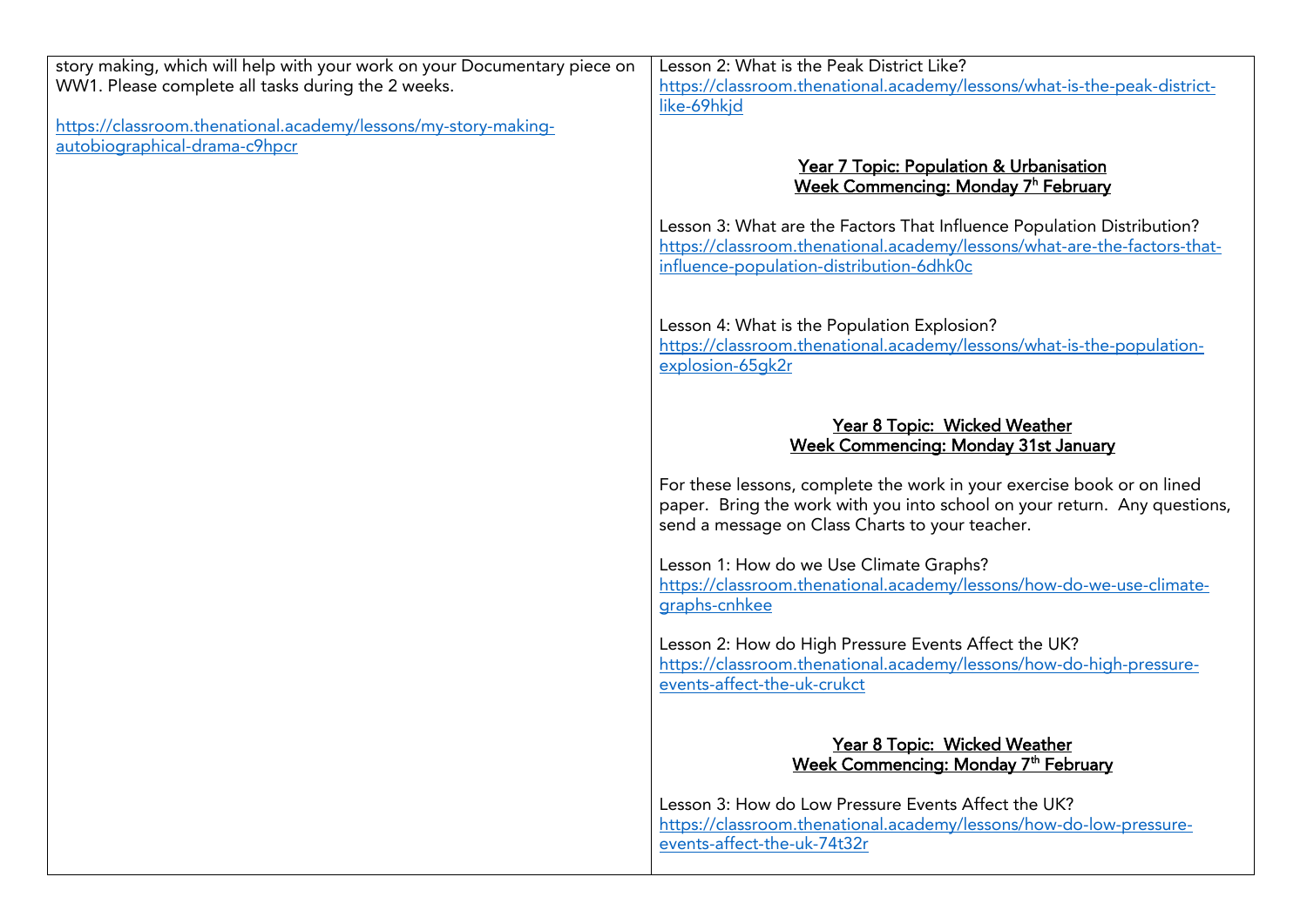| | |
|---|---|
| story making, which will help with your work on your Documentary piece on WW1. Please complete all tasks during the 2 weeks.<br><br>https://classroom.thenational.academy/lessons/my-story-making-autobiographical-drama-c9hpcr | Lesson 2: What is the Peak District Like?<br>https://classroom.thenational.academy/lessons/what-is-the-peak-district-like-69hkjd<br><br>**Year 7 Topic: Population & Urbanisation**<br>**Week Commencing: Monday 7h February**<br><br>Lesson 3: What are the Factors That Influence Population Distribution?<br>https://classroom.thenational.academy/lessons/what-are-the-factors-that-influence-population-distribution-6dhk0c<br><br>Lesson 4: What is the Population Explosion?<br>https://classroom.thenational.academy/lessons/what-is-the-population-explosion-65gk2r<br><br>**Year 8 Topic: Wicked Weather**<br>**Week Commencing: Monday 31st January**<br><br>For these lessons, complete the work in your exercise book or on lined paper. Bring the work with you into school on your return. Any questions, send a message on Class Charts to your teacher.<br><br>Lesson 1: How do we Use Climate Graphs?<br>https://classroom.thenational.academy/lessons/how-do-we-use-climate-graphs-cnhkee<br><br>Lesson 2: How do High Pressure Events Affect the UK?<br>https://classroom.thenational.academy/lessons/how-do-high-pressure-events-affect-the-uk-crukct<br><br>**Year 8 Topic: Wicked Weather**<br>**Week Commencing: Monday 7th February**<br><br>Lesson 3: How do Low Pressure Events Affect the UK?<br>https://classroom.thenational.academy/lessons/how-do-low-pressure-events-affect-the-uk-74t32r |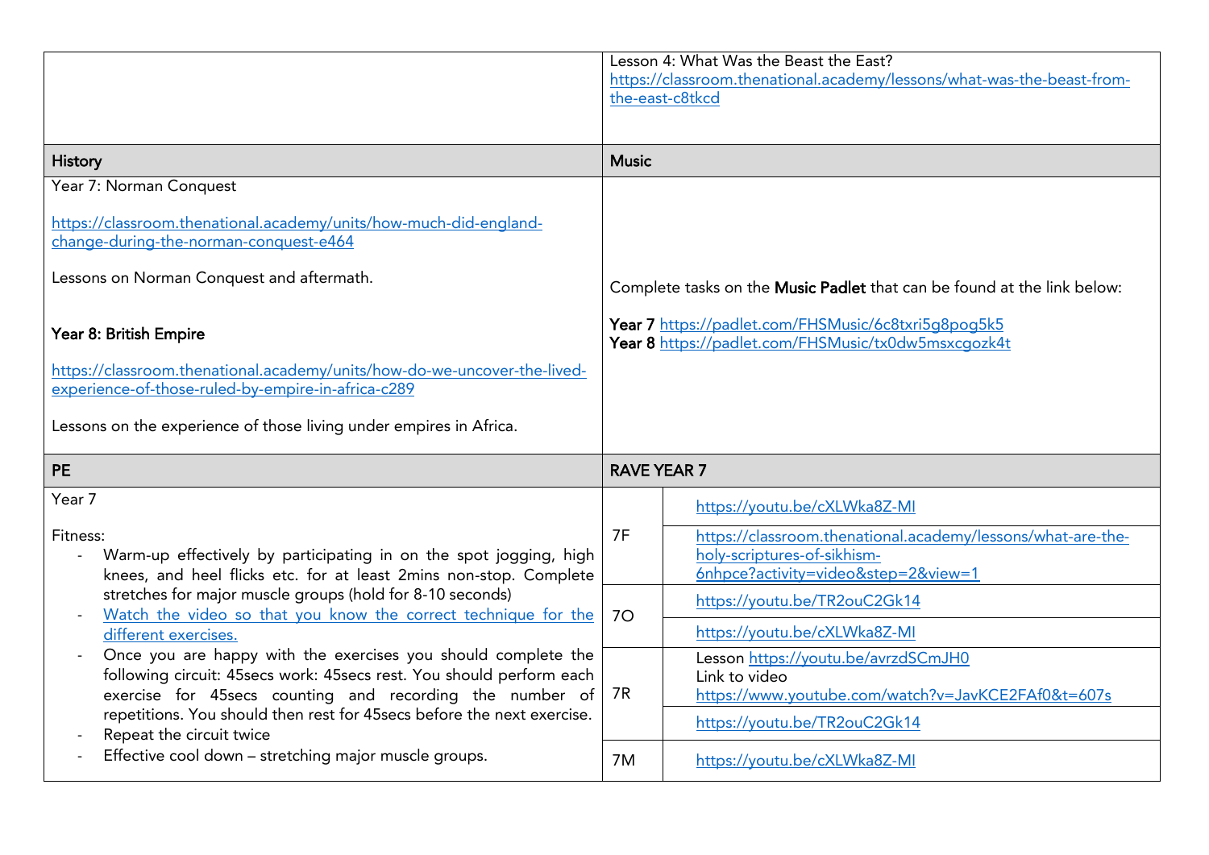| | |
|---|---|
| | Lesson 4: What Was the Beast the East?<br>https://classroom.thenational.academy/lessons/what-was-the-beast-from-the-east-c8tkcd |
| **History** | **Music** |
| Year 7: Norman Conquest<br><br>https://classroom.thenational.academy/units/how-much-did-england-change-during-the-norman-conquest-e464<br><br>Lessons on Norman Conquest and aftermath.<br><br>**Year 8: British Empire**<br><br>https://classroom.thenational.academy/units/how-do-we-uncover-the-lived-experience-of-those-ruled-by-empire-in-africa-c289<br><br>Lessons on the experience of those living under empires in Africa. | Complete tasks on the **Music Padlet** that can be found at the link below:<br><br>**Year 7** https://padlet.com/FHSMusic/6c8txri5g8pog5k5<br>**Year 8** https://padlet.com/FHSMusic/tx0dw5msxcgozk4t |

| PE | RAVE YEAR 7 | |
|---|---|---|
| Year 7<br><br>Fitness:<br>- Warm-up effectively by participating in on the spot jogging, high knees, and heel flicks etc. for at least 2mins non-stop. Complete stretches for major muscle groups (hold for 8-10 seconds)<br>- Watch the video so that you know the correct technique for the different exercises.<br>- Once you are happy with the exercises you should complete the following circuit: 45secs work: 45secs rest. You should perform each exercise for 45secs counting and recording the number of repetitions. You should then rest for 45secs before the next exercise.<br>- Repeat the circuit twice<br>- Effective cool down – stretching major muscle groups. | 7F | https://youtu.be/cXLWka8Z-MI<br><br>https://classroom.thenational.academy/lessons/what-are-the-holy-scriptures-of-sikhism-6nhpce?activity=video&step=2&view=1 |
| | 7O | https://youtu.be/TR2ouC2Gk14<br><br>https://youtu.be/cXLWka8Z-MI |
| | 7R | Lesson https://youtu.be/avrzdSCmJH0<br>Link to video<br>https://www.youtube.com/watch?v=JavKCE2FAf0&t=607s<br><br>https://youtu.be/TR2ouC2Gk14 |
| | 7M | https://youtu.be/cXLWka8Z-MI |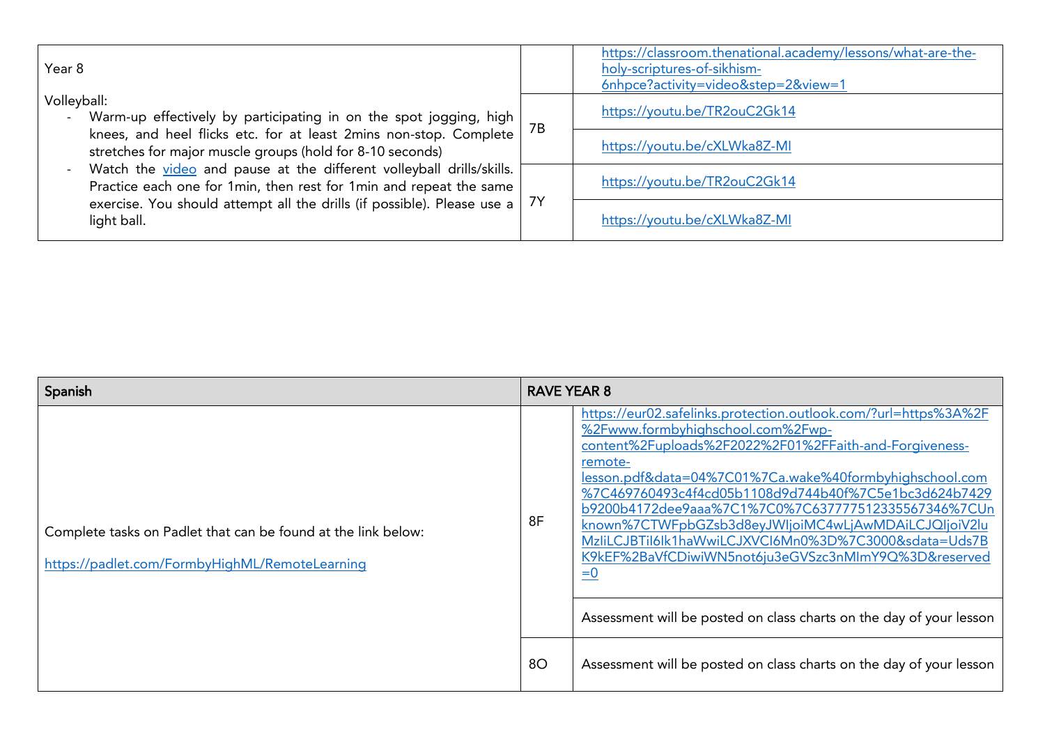| Year 8<br><br>Volleyball:<br>- Warm-up effectively by participating in on the spot jogging, high knees, and heel flicks etc. for at least 2mins non-stop. Complete stretches for major muscle groups (hold for 8-10 seconds)<br>- Watch the [video](video) and pause at the different volleyball drills/skills. Practice each one for 1min, then rest for 1min and repeat the same exercise. You should attempt all the drills (if possible). Please use a light ball. | | https://classroom.thenational.academy/lessons/what-are-the-holy-scriptures-of-sikhism-6nhpce?activity=video&step=2&view=1 |
|---|---|---|
| | 7B | https://youtu.be/TR2ouC2Gk14 |
| | | https://youtu.be/cXLWka8Z-MI |
| | 7Y | https://youtu.be/TR2ouC2Gk14 |
| | | https://youtu.be/cXLWka8Z-MI |

| Spanish | RAVE YEAR 8 | |
|---|---|---|
| Complete tasks on Padlet that can be found at the link below:<br><br>https://padlet.com/FormbyHighML/RemoteLearning | 8F | https://eur02.safelinks.protection.outlook.com/?url=https%3A%2F%2Fwww.formbyhighschool.com%2Fwp-content%2Fuploads%2F2022%2F01%2FFaith-and-Forgiveness-remote-lesson.pdf&data=04%7C01%7Ca.wake%40formbyhighschool.com%7C469760493c4f4cd05b1108d9d744b40f%7C5e1bc3d624b7429b9200b4172dee9aaa%7C1%7C0%7C637777512335567346%7CUnknown%7CTWFpbGZsb3d8eyJWIjoiMC4wLjAwMDAiLCJQIjoiV2luMzIiLCJBTiI6Ik1haWwiLCJXVCI6Mn0%3D%7C3000&sdata=Uds7BK9kEF%2BaVfCDiwiWN5not6ju3eGVSzc3nMImY9Q%3D&reserved=0 |
| | | Assessment will be posted on class charts on the day of your lesson |
| | 8O | Assessment will be posted on class charts on the day of your lesson |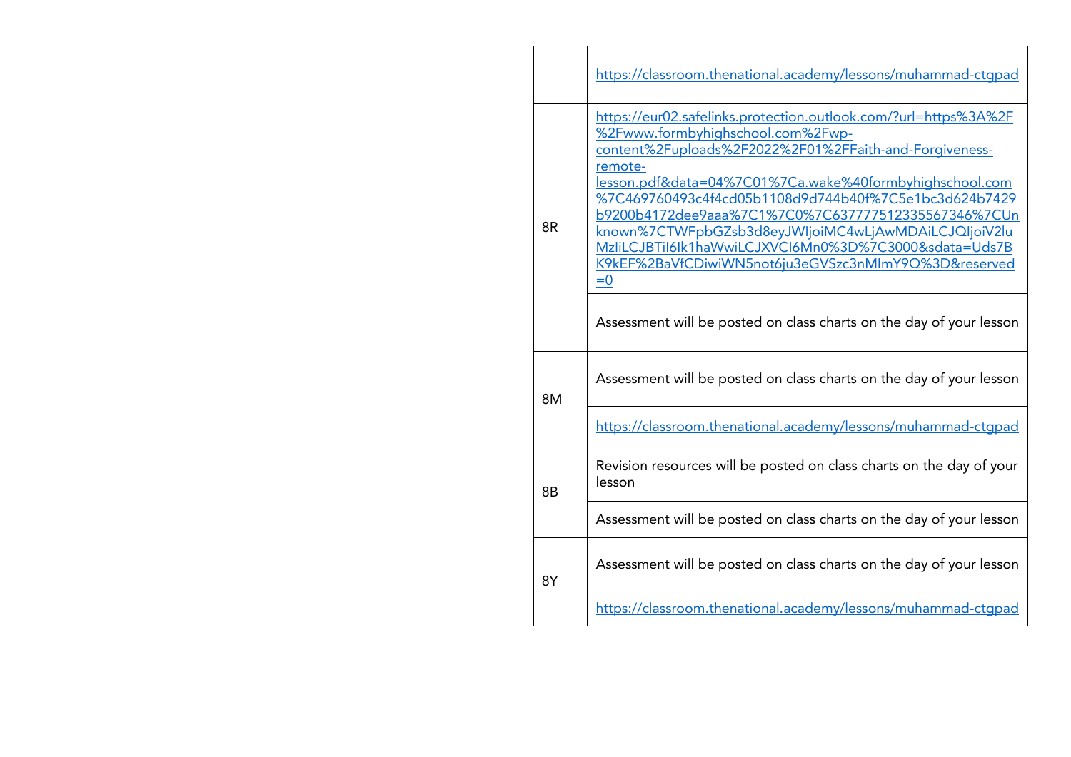| | | |
|---|---|---|
| | | https://classroom.thenational.academy/lessons/muhammad-ctgpad |
| | 8R | https://eur02.safelinks.protection.outlook.com/?url=https%3A%2F%2Fwww.formbyhighschool.com%2Fwp-content%2Fuploads%2F2022%2F01%2FFaith-and-Forgiveness-remote-lesson.pdf&data=04%7C01%7Ca.wake%40formbyhighschool.com%7C469760493c4f4cd05b1108d9d744b40f%7C5e1bc3d624b7429b9200b4172dee9aaa%7C1%7C0%7C637777512335567346%7CUnknown%7CTWFpbGZsb3d8eyJWIjoiMC4wLjAwMDAiLCJQIjoiV2luMzIiLCJBTiI6Ik1haWwiLCJXVCI6Mn0%3D%7C3000&sdata=Uds7BK9kEF%2BaVfCDiwiWN5not6ju3eGVSzc3nMlmY9Q%3D&reserved=0 |
| | | Assessment will be posted on class charts on the day of your lesson |
| | 8M | Assessment will be posted on class charts on the day of your lesson |
| | | https://classroom.thenational.academy/lessons/muhammad-ctgpad |
| | 8B | Revision resources will be posted on class charts on the day of your lesson |
| | | Assessment will be posted on class charts on the day of your lesson |
| | 8Y | Assessment will be posted on class charts on the day of your lesson |
| | | https://classroom.thenational.academy/lessons/muhammad-ctgpad |